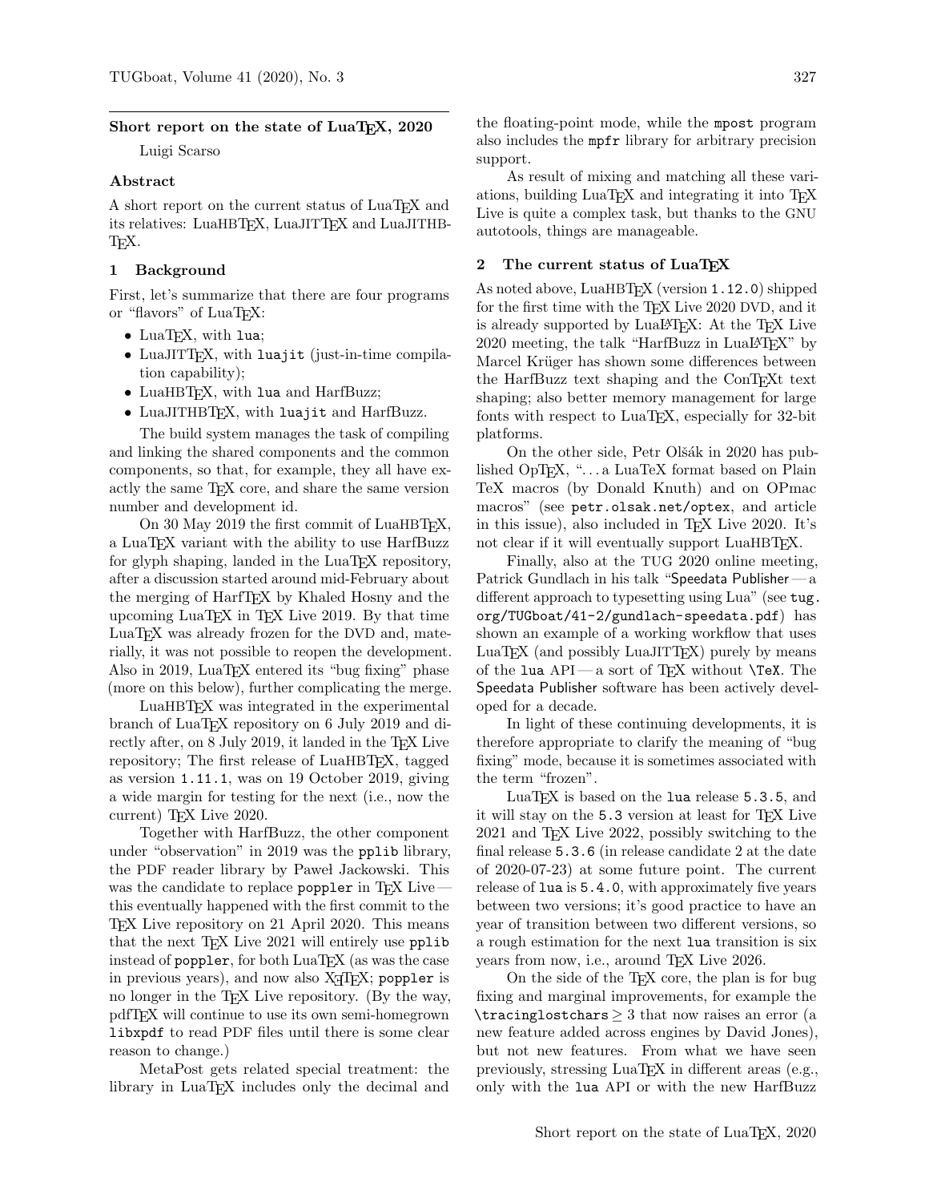## Short report on the state of LuaTeX, 2020

Luigi Scarso

### Abstract

A short report on the current status of LuaTeX and its relatives: LuaHBTeX, LuaJITTeX and LuaJITHBTeX.

### 1 Background

First, let's summarize that there are four programs or "flavors" of LuaTeX:

- LuaTeX, with `lua`;
- LuaJITTeX, with `luajit` (just-in-time compilation capability);
- LuaHBTeX, with `lua` and HarfBuzz;
- LuaJITHBTeX, with `luajit` and HarfBuzz.

The build system manages the task of compiling and linking the shared components and the common components, so that, for example, they all have exactly the same TeX core, and share the same version number and development id.

On 30 May 2019 the first commit of LuaHBTeX, a LuaTeX variant with the ability to use HarfBuzz for glyph shaping, landed in the LuaTeX repository, after a discussion started around mid-February about the merging of HarfTeX by Khaled Hosny and the upcoming LuaTeX in TeX Live 2019. By that time LuaTeX was already frozen for the DVD and, materially, it was not possible to reopen the development. Also in 2019, LuaTeX entered its "bug fixing" phase (more on this below), further complicating the merge.

LuaHBTeX was integrated in the experimental branch of LuaTeX on 6 July 2019 and directly after, on 8 July 2019, it landed in the TeX Live repository; The first release of LuaHBTeX, tagged as version `1.11.1`, was on 19 October 2019, giving a wide margin for testing for the next (i.e., now the current) TeX Live 2020.

Together with HarfBuzz, the other component under "observation" in 2019 was the `pplib` library, the PDF reader library by Paweł Jackowski. This was the candidate to replace `poppler` in TeX Live — this eventually happened with the first commit to the TeX Live repository on 21 April 2020. This means that the next TeX Live 2021 will entirely use `pplib` instead of `poppler`, for both LuaTeX (as was the case in previous years), and now also XƎTeX; `poppler` is no longer in the TeX Live repository. (By the way, pdfTeX will continue to use its own semi-homegrown `libxpdf` to read PDF files until there is some clear reason to change.)

MetaPost gets related special treatment: the library in LuaTeX includes only the decimal and the floating-point mode, while the `mpost` program also includes the `mpfr` library for arbitrary precision support.

As result of mixing and matching all these variations, building LuaTeX and integrating it into TeX Live is quite a complex task, but thanks to the GNU autotools, things are manageable.

### 2 The current status of LuaTeX

As noted above, LuaHBTeX (version `1.12.0`) shipped for the first time with the TeX Live 2020 DVD, and it is already supported by LuaLaTeX: At the TeX Live 2020 meeting, the talk "HarfBuzz in LuaLaTeX" by Marcel Krüger has shown some differences between the HarfBuzz text shaping and the ConTeXt text shaping; also better memory management for large fonts with respect to LuaTeX, especially for 32-bit platforms.

On the other side, Petr Olšák in 2020 has published OpTeX, "... a LuaTeX format based on Plain TeX macros (by Donald Knuth) and on OPmac macros" (see `petr.olsak.net/optex`, and article in this issue), also included in TeX Live 2020. It's not clear if it will eventually support LuaHBTeX.

Finally, also at the TUG 2020 online meeting, Patrick Gundlach in his talk "Speedata Publisher — a different approach to typesetting using Lua" (see `tug.org/TUGboat/41-2/gundlach-speedata.pdf`) has shown an example of a working workflow that uses LuaTeX (and possibly LuaJITTeX) purely by means of the `lua` API — a sort of TeX without `\TeX`. The Speedata Publisher software has been actively developed for a decade.

In light of these continuing developments, it is therefore appropriate to clarify the meaning of "bug fixing" mode, because it is sometimes associated with the term "frozen".

LuaTeX is based on the `lua` release `5.3.5`, and it will stay on the `5.3` version at least for TeX Live 2021 and TeX Live 2022, possibly switching to the final release `5.3.6` (in release candidate 2 at the date of 2020-07-23) at some future point. The current release of `lua` is `5.4.0`, with approximately five years between two versions; it's good practice to have an year of transition between two different versions, so a rough estimation for the next `lua` transition is six years from now, i.e., around TeX Live 2026.

On the side of the TeX core, the plan is for bug fixing and marginal improvements, for example the `\tracinglostchars` $\geq 3$ that now raises an error (a new feature added across engines by David Jones), but not new features. From what we have seen previously, stressing LuaTeX in different areas (e.g., only with the `lua` API or with the new HarfBuzz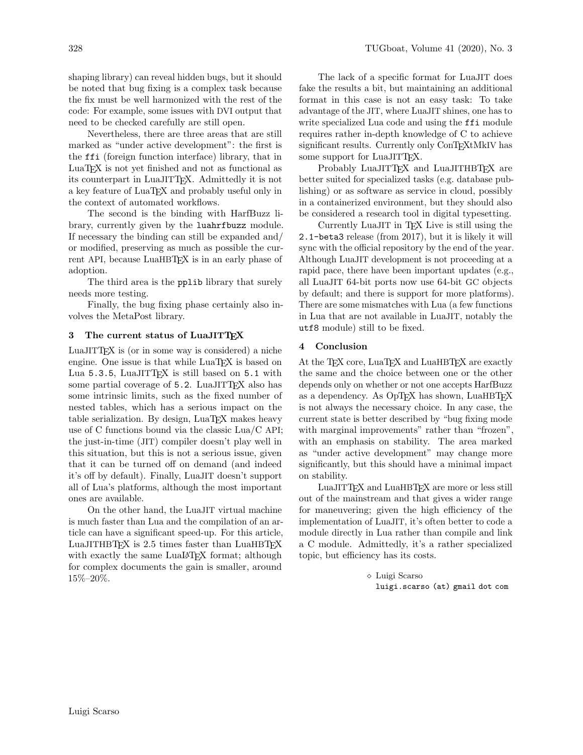shaping library) can reveal hidden bugs, but it should be noted that bug fixing is a complex task because the fix must be well harmonized with the rest of the code: For example, some issues with DVI output that need to be checked carefully are still open.

Nevertheless, there are three areas that are still marked as "under active development": the first is the `ffi` (foreign function interface) library, that in LuaTEX is not yet finished and not as functional as its counterpart in LuaJITTEX. Admittedly it is not a key feature of LuaTEX and probably useful only in the context of automated workflows.

The second is the binding with HarfBuzz library, currently given by the `luahrfbuzz` module. If necessary the binding can still be expanded and/ or modified, preserving as much as possible the current API, because LuaHBTEX is in an early phase of adoption.

The third area is the `pplib` library that surely needs more testing.

Finally, the bug fixing phase certainly also involves the MetaPost library.

## 3 The current status of LuaJITTEX

LuaJITTEX is (or in some way is considered) a niche engine. One issue is that while LuaTEX is based on Lua `5.3.5`, LuaJITTEX is still based on `5.1` with some partial coverage of `5.2`. LuaJITTEX also has some intrinsic limits, such as the fixed number of nested tables, which has a serious impact on the table serialization. By design, LuaTEX makes heavy use of C functions bound via the classic Lua/C API; the just-in-time (JIT) compiler doesn't play well in this situation, but this is not a serious issue, given that it can be turned off on demand (and indeed it's off by default). Finally, LuaJIT doesn't support all of Lua's platforms, although the most important ones are available.

On the other hand, the LuaJIT virtual machine is much faster than Lua and the compilation of an article can have a significant speed-up. For this article, LuaJITHBTEX is 2.5 times faster than LuaHBTEX with exactly the same LuaLATEX format; although for complex documents the gain is smaller, around 15%–20%.

The lack of a specific format for LuaJIT does fake the results a bit, but maintaining an additional format in this case is not an easy task: To take advantage of the JIT, where LuaJIT shines, one has to write specialized Lua code and using the `ffi` module requires rather in-depth knowledge of C to achieve significant results. Currently only ConTEXtMkIV has some support for LuaJITTEX.

Probably LuaJITTEX and LuaJITHBTEX are better suited for specialized tasks (e.g. database publishing) or as software as service in cloud, possibly in a containerized environment, but they should also be considered a research tool in digital typesetting.

Currently LuaJIT in TEX Live is still using the `2.1-beta3` release (from 2017), but it is likely it will sync with the official repository by the end of the year. Although LuaJIT development is not proceeding at a rapid pace, there have been important updates (e.g., all LuaJIT 64-bit ports now use 64-bit GC objects by default; and there is support for more platforms). There are some mismatches with Lua (a few functions in Lua that are not available in LuaJIT, notably the `utf8` module) still to be fixed.

## 4 Conclusion

At the TEX core, LuaTEX and LuaHBTEX are exactly the same and the choice between one or the other depends only on whether or not one accepts HarfBuzz as a dependency. As OpTEX has shown, LuaHBTEX is not always the necessary choice. In any case, the current state is better described by "bug fixing mode with marginal improvements" rather than "frozen", with an emphasis on stability. The area marked as "under active development" may change more significantly, but this should have a minimal impact on stability.

LuaJITTEX and LuaHBTEX are more or less still out of the mainstream and that gives a wider range for maneuvering; given the high efficiency of the implementation of LuaJIT, it's often better to code a module directly in Lua rather than compile and link a C module. Admittedly, it's a rather specialized topic, but efficiency has its costs.

◇ Luigi Scarso
`luigi.scarso (at) gmail dot com`